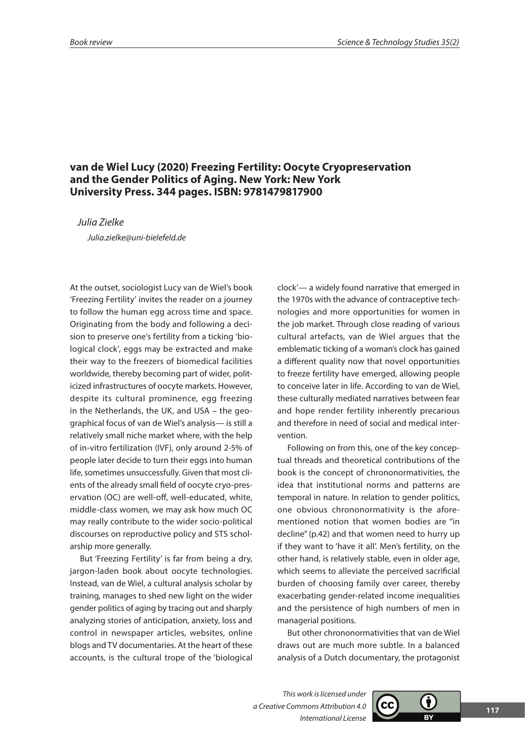# van de Wiel Lucy (2020) Freezing Fertility: Oocyte Cryopreservation and the Gender Politics of Aging. New York: New York University Press. 344 pages. ISBN: 9781479817900

*Julia Zielke*

*Julia.zielke@uni-bielefeld.de*

At the outset, sociologist Lucy van de Wiel's book 'Freezing Fertility' invites the reader on a journey to follow the human egg across time and space. Originating from the body and following a decision to preserve one's fertility from a ticking 'biological clock', eggs may be extracted and make their way to the freezers of biomedical facilities worldwide, thereby becoming part of wider, politicized infrastructures of oocyte markets. However, despite its cultural prominence, egg freezing in the Netherlands, the UK, and USA – the geographical focus of van de Wiel's analysis— is still a relatively small niche market where, with the help of in-vitro fertilization (IVF), only around 2-5% of people later decide to turn their eggs into human life, sometimes unsuccessfully. Given that most clients of the already small field of oocyte cryo-preservation (OC) are well-off, well-educated, white, middle-class women, we may ask how much OC may really contribute to the wider socio-political discourses on reproductive policy and STS scholarship more generally.

But 'Freezing Fertility' is far from being a dry, jargon-laden book about oocyte technologies. Instead, van de Wiel, a cultural analysis scholar by training, manages to shed new light on the wider gender politics of aging by tracing out and sharply analyzing stories of anticipation, anxiety, loss and control in newspaper articles, websites, online blogs and TV documentaries. At the heart of these accounts, is the cultural trope of the 'biological clock'— a widely found narrative that emerged in the 1970s with the advance of contraceptive technologies and more opportunities for women in the job market. Through close reading of various cultural artefacts, van de Wiel argues that the emblematic ticking of a woman's clock has gained a different quality now that novel opportunities to freeze fertility have emerged, allowing people to conceive later in life. According to van de Wiel, these culturally mediated narratives between fear and hope render fertility inherently precarious and therefore in need of social and medical intervention.

Following on from this, one of the key conceptual threads and theoretical contributions of the book is the concept of chrononormativities, the idea that institutional norms and patterns are temporal in nature. In relation to gender politics, one obvious chrononormativity is the aforementioned notion that women bodies are "in decline" (p.42) and that women need to hurry up if they want to 'have it all'. Men's fertility, on the other hand, is relatively stable, even in older age, which seems to alleviate the perceived sacrificial burden of choosing family over career, thereby exacerbating gender-related income inequalities and the persistence of high numbers of men in managerial positions.

But other chrononormativities that van de Wiel draws out are much more subtle. In a balanced analysis of a Dutch documentary, the protagonist

*This work is licensed under a Creative Commons Attribution 4.0 International License*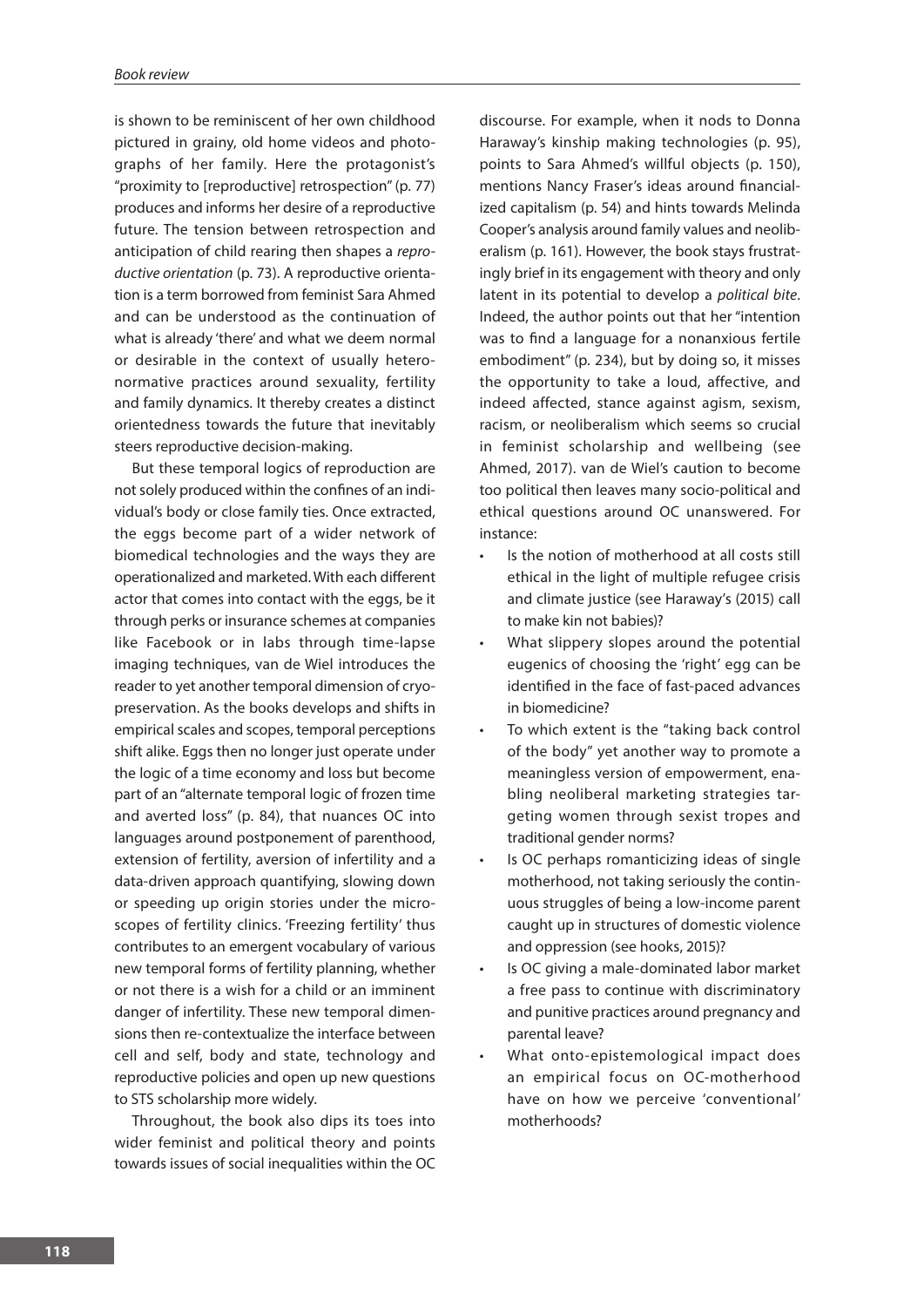is shown to be reminiscent of her own childhood pictured in grainy, old home videos and photographs of her family. Here the protagonist's "proximity to [reproductive] retrospection" (p. 77) produces and informs her desire of a reproductive future. The tension between retrospection and anticipation of child rearing then shapes a *reproductive orientation* (p. 73). A reproductive orientation is a term borrowed from feminist Sara Ahmed and can be understood as the continuation of what is already 'there' and what we deem normal or desirable in the context of usually heteronormative practices around sexuality, fertility and family dynamics. It thereby creates a distinct orientedness towards the future that inevitably steers reproductive decision-making.

But these temporal logics of reproduction are not solely produced within the confines of an individual's body or close family ties. Once extracted, the eggs become part of a wider network of biomedical technologies and the ways they are operationalized and marketed. With each different actor that comes into contact with the eggs, be it through perks or insurance schemes at companies like Facebook or in labs through time-lapse imaging techniques, van de Wiel introduces the reader to yet another temporal dimension of cryopreservation. As the books develops and shifts in empirical scales and scopes, temporal perceptions shift alike. Eggs then no longer just operate under the logic of a time economy and loss but become part of an "alternate temporal logic of frozen time and averted loss" (p. 84), that nuances OC into languages around postponement of parenthood, extension of fertility, aversion of infertility and a data-driven approach quantifying, slowing down or speeding up origin stories under the microscopes of fertility clinics. 'Freezing fertility' thus contributes to an emergent vocabulary of various new temporal forms of fertility planning, whether or not there is a wish for a child or an imminent danger of infertility. These new temporal dimensions then re-contextualize the interface between cell and self, body and state, technology and reproductive policies and open up new questions to STS scholarship more widely.

Throughout, the book also dips its toes into wider feminist and political theory and points towards issues of social inequalities within the OC discourse. For example, when it nods to Donna Haraway's kinship making technologies (p. 95), points to Sara Ahmed's willful objects (p. 150), mentions Nancy Fraser's ideas around financialized capitalism (p. 54) and hints towards Melinda Cooper's analysis around family values and neoliberalism (p. 161). However, the book stays frustratingly brief in its engagement with theory and only latent in its potential to develop a *political bite*. Indeed, the author points out that her "intention was to find a language for a nonanxious fertile embodiment" (p. 234), but by doing so, it misses the opportunity to take a loud, affective, and indeed affected, stance against agism, sexism, racism, or neoliberalism which seems so crucial in feminist scholarship and wellbeing (see Ahmed, 2017). van de Wiel's caution to become too political then leaves many socio-political and ethical questions around OC unanswered. For instance:

- Is the notion of motherhood at all costs still ethical in the light of multiple refugee crisis and climate justice (see Haraway's (2015) call to make kin not babies)?
- What slippery slopes around the potential eugenics of choosing the 'right' egg can be identified in the face of fast-paced advances in biomedicine?
- To which extent is the "taking back control of the body" yet another way to promote a meaningless version of empowerment, enabling neoliberal marketing strategies targeting women through sexist tropes and traditional gender norms?
- Is OC perhaps romanticizing ideas of single motherhood, not taking seriously the continuous struggles of being a low-income parent caught up in structures of domestic violence and oppression (see hooks, 2015)?
- Is OC giving a male-dominated labor market a free pass to continue with discriminatory and punitive practices around pregnancy and parental leave?
- What onto-epistemological impact does an empirical focus on OC-motherhood have on how we perceive 'conventional' motherhoods?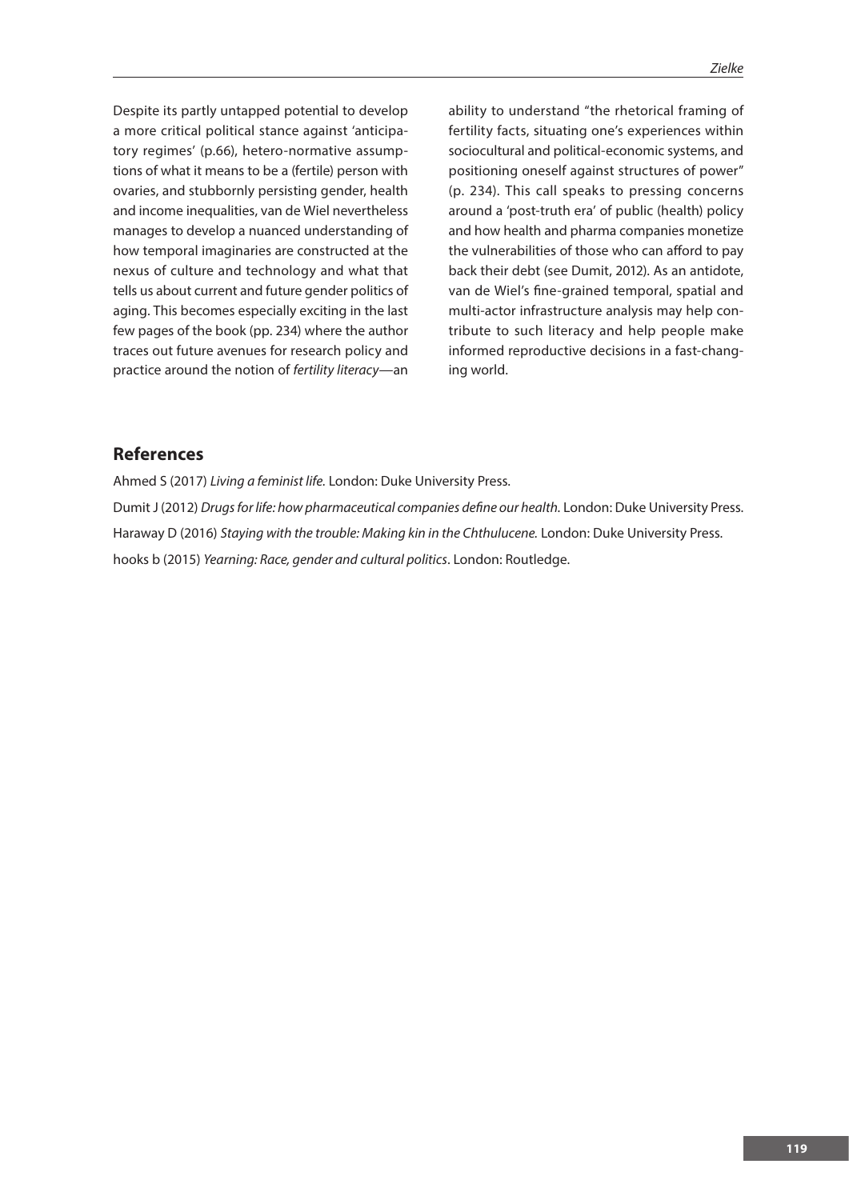Despite its partly untapped potential to develop a more critical political stance against 'anticipatory regimes' (p.66), hetero-normative assumptions of what it means to be a (fertile) person with ovaries, and stubbornly persisting gender, health and income inequalities, van de Wiel nevertheless manages to develop a nuanced understanding of how temporal imaginaries are constructed at the nexus of culture and technology and what that tells us about current and future gender politics of aging. This becomes especially exciting in the last few pages of the book (pp. 234) where the author traces out future avenues for research policy and practice around the notion of *fertility literacy*—an ability to understand "the rhetorical framing of fertility facts, situating one's experiences within sociocultural and political-economic systems, and positioning oneself against structures of power" (p. 234). This call speaks to pressing concerns around a 'post-truth era' of public (health) policy and how health and pharma companies monetize the vulnerabilities of those who can afford to pay back their debt (see Dumit, 2012). As an antidote, van de Wiel's fine-grained temporal, spatial and multi-actor infrastructure analysis may help contribute to such literacy and help people make informed reproductive decisions in a fast-changing world.

## References

Ahmed S (2017) *Living a feminist life.* London: Duke University Press.

Dumit J (2012) *Drugs for life: how pharmaceutical companies define our health.* London: Duke University Press.

Haraway D (2016) *Staying with the trouble: Making kin in the Chthulucene.* London: Duke University Press.

hooks b (2015) *Yearning: Race, gender and cultural politics*. London: Routledge.